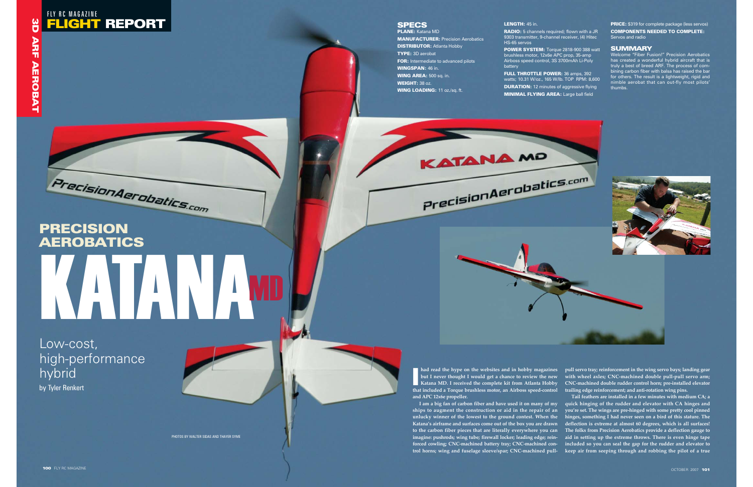# PRECISION AEROBATICS KATANA MD

## Low-cost, high-performance hybrid

by Tyler Renkert

PHOTOS BY WALTER SIDAS AND THAYER SYME

## SPECS

**PLANE:** Katana MD

**MANUFACTURER:** Precision Aerobatics

**DISTRIBUTOR:** Atlanta Hobby

**TYPE:** 3D aerobat

**FOR:** Intermediate to advanced pilots

**WINGSPAN:** 46 in.

**WING AREA:** 500 sq. in.

**WEIGHT:** 38 oz.

**WING LOADING:** 11 oz./sq. ft.

**LENGTH:** 45 in.

**RADIO:** 5 channels required; flown with a JR 9303 transmitter, 9-channel receiver, (4) Hitec HS-65 servos

**POWER SYSTEM:** Torque 2818-900 388 watt brushless motor, 12x6e APC prop, 35-amp Airboss speed control, 3S 3700mAh Li-Poly battery

**FULL THROTTLE POWER:** 36 amps, 392 watts; 10.31 W/oz., 165 W/lb. TOP RPM: 8,600

**DURATION:** 12 minutes of aggressive flying

**MINIMAL FLYING AREA:** Large ball field

**PRICE:** $319 for complete package (less servos)

**COMPONENTS NEEDED TO COMPLETE:** Servos and radio

## SUMMARY

Welcome "Fiber Fusion!" Precision Aerobatics has created a wonderful hybrid aircraft that is truly a best of breed ARF. The process of combining carbon fiber with balsa has raised the bar for others. The result is a lightweight, rigid and nimble aerobat that can out-fly most pilots' thumbs.

**I had read the hype on the websites and in hobby magazines but I never thought I would get a chance to review the new Katana MD. I received the complete kit from Atlanta Hobby that included a Torque brushless motor, an Airboss speed-control and APC 12x6e propeller.**

**I am a big fan of carbon fiber and have used it on many of my ships to augment the construction or aid in the repair of an unlucky winner of the lowest to the ground contest. When the Katana's airframe and surfaces come out of the box you are drawn to the carbon fiber pieces that are literally everywhere you can imagine: pushrods; wing tube; firewall locker; leading edge; reinforced cowling; CNC-machined battery tray; CNC-machined control horns; wing and fuselage sleeve/spar; CNC-machined pull-pull servo tray; reinforcement in the wing servo bays; landing gear with wheel axles; CNC-machined double pull-pull servo arm; CNC-machined double rudder control horn; pre-installed elevator trailing edge reinforcement; and anti-rotation wing pins.**

**Tail feathers are installed in a few minutes with medium CA; a quick hinging of the rudder and elevator with CA hinges and you're set. The wings are pre-hinged with some pretty cool pinned hinges, something I had never seen on a bird of this stature. The deflection is extreme at almost 60 degrees, which is all surfaces! The folks from Precision Aerobatics provide a deflection gauge to aid in setting up the extreme throws. There is even hinge tape included so you can seal the gap for the rudder and elevator to keep air from seeping through and robbing the pilot of a true**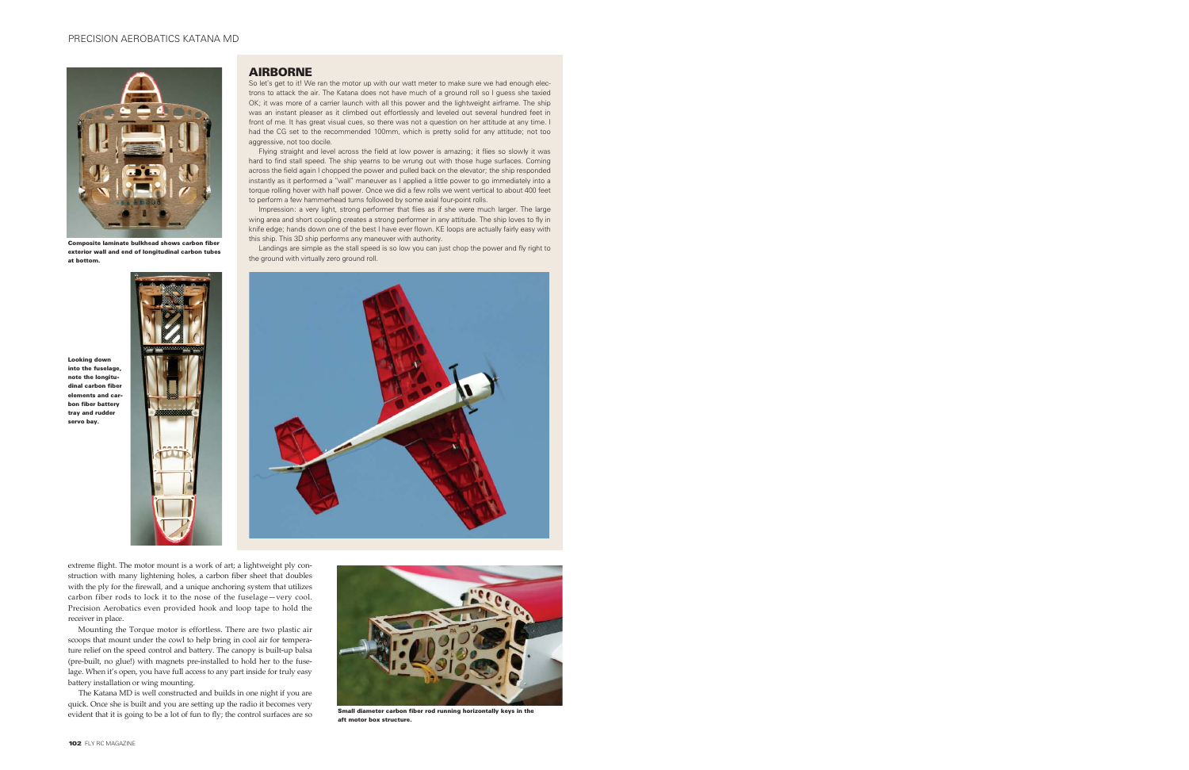## AIRBORNE

So let's get to it! We ran the motor up with our watt meter to make sure we had enough electrons to attack the air. The Katana does not have much of a ground roll so I guess she taxied OK; it was more of a carrier launch with all this power and the lightweight airframe. The ship was an instant pleaser as it climbed out effortlessly and leveled out several hundred feet in front of me. It has great visual cues, so there was not a question on her attitude at any time. I had the CG set to the recommended 100mm, which is pretty solid for any attitude; not too aggressive, not too docile.

Flying straight and level across the field at low power is amazing; it flies so slowly it was hard to find stall speed. The ship yearns to be wrung out with those huge surfaces. Coming across the field again I chopped the power and pulled back on the elevator; the ship responded instantly as it performed a "wall" maneuver as I applied a little power to go immediately into a torque rolling hover with half power. Once we did a few rolls we went vertical to about 400 feet to perform a few hammerhead turns followed by some axial four-point rolls.

Impression: a very light, strong performer that flies as if she were much larger. The large wing area and short coupling creates a strong performer in any attitude. The ship loves to fly in knife edge; hands down one of the best I have ever flown. KE loops are actually fairly easy with this ship. This 3D ship performs any maneuver with authority.

Landings are simple as the stall speed is so low you can just chop the power and fly right to the ground with virtually zero ground roll.

**Composite laminate bulkhead shows carbon fiber exterior wall and end of longitudinal carbon tubes at bottom.**

**Looking down into the fuselage, note the longitudinal carbon fiber elements and carbon fiber battery tray and rudder servo bay.**

extreme flight. The motor mount is a work of art; a lightweight ply construction with many lightening holes, a carbon fiber sheet that doubles with the ply for the firewall, and a unique anchoring system that utilizes carbon fiber rods to lock it to the nose of the fuselage—very cool. Precision Aerobatics even provided hook and loop tape to hold the receiver in place.

Mounting the Torque motor is effortless. There are two plastic air scoops that mount under the cowl to help bring in cool air for temperature relief on the speed control and battery. The canopy is built-up balsa (pre-built, no glue!) with magnets pre-installed to hold her to the fuselage. When it's open, you have full access to any part inside for truly easy battery installation or wing mounting.

The Katana MD is well constructed and builds in one night if you are quick. Once she is built and you are setting up the radio it becomes very evident that it is going to be a lot of fun to fly; the control surfaces are so

**Small diameter carbon fiber rod running horizontally keys in the aft motor box structure.**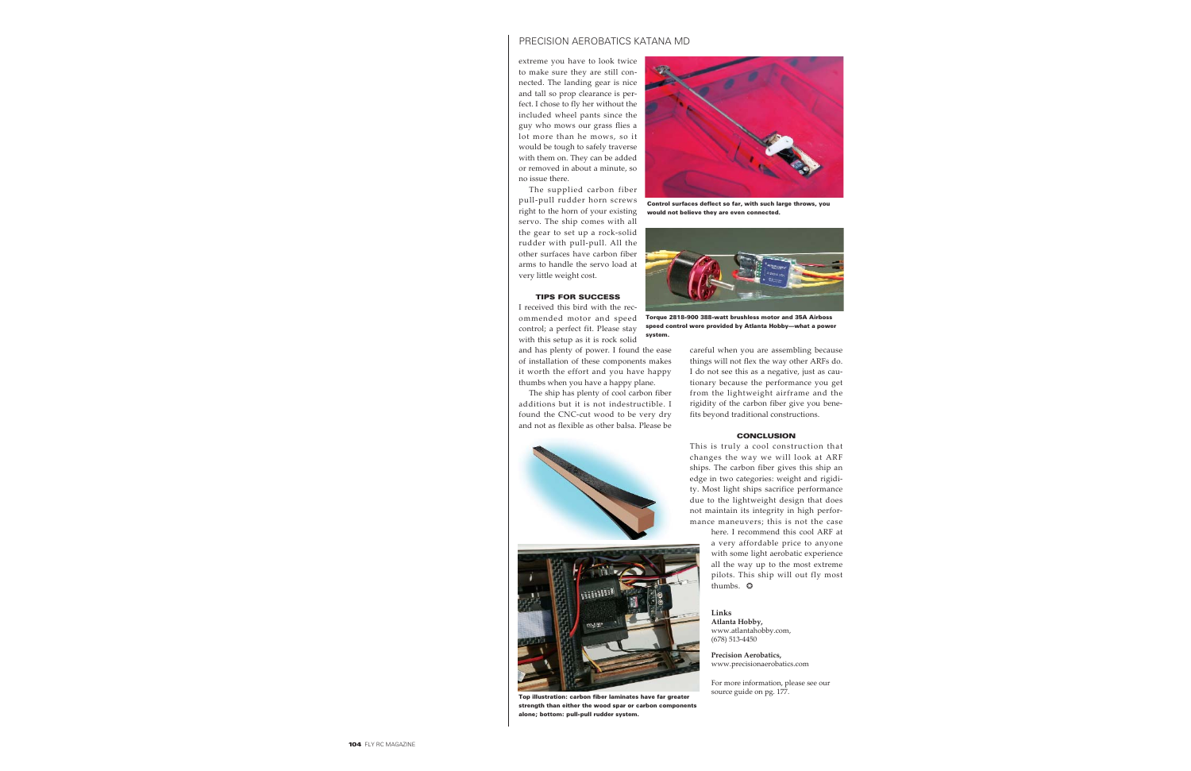extreme you have to look twice to make sure they are still connected. The landing gear is nice and tall so prop clearance is perfect. I chose to fly her without the included wheel pants since the guy who mows our grass flies a lot more than he mows, so it would be tough to safely traverse with them on. They can be added or removed in about a minute, so no issue there.

The supplied carbon fiber pull-pull rudder horn screws right to the horn of your existing servo. The ship comes with all the gear to set up a rock-solid rudder with pull-pull. All the other surfaces have carbon fiber arms to handle the servo load at very little weight cost.

**Control surfaces deflect so far, with such large throws, you would not believe they are even connected.**

### TIPS FOR SUCCESS

I received this bird with the recommended motor and speed control; a perfect fit. Please stay with this setup as it is rock solid and has plenty of power. I found the ease of installation of these components makes it worth the effort and you have happy thumbs when you have a happy plane.

**Torque 2818-900 388-watt brushless motor and 35A Airboss speed control were provided by Atlanta Hobby—what a power system.**

The ship has plenty of cool carbon fiber additions but it is not indestructible. I found the CNC-cut wood to be very dry and not as flexible as other balsa. Please be careful when you are assembling because things will not flex the way other ARFs do. I do not see this as a negative, just as cautionary because the performance you get from the lightweight airframe and the rigidity of the carbon fiber give you benefits beyond traditional constructions.

**Top illustration: carbon fiber laminates have far greater strength than either the wood spar or carbon components alone; bottom: pull-pull rudder system.**

### CONCLUSION

This is truly a cool construction that changes the way we will look at ARF ships. The carbon fiber gives this ship an edge in two categories: weight and rigidity. Most light ships sacrifice performance due to the lightweight design that does not maintain its integrity in high performance maneuvers; this is not the case here. I recommend this cool ARF at a very affordable price to anyone with some light aerobatic experience all the way up to the most extreme pilots. This ship will out fly most thumbs. ✪

**Links**

**Atlanta Hobby,**
www.atlantahobby.com,
(678) 513-4450

**Precision Aerobatics,**
www.precisionaerobatics.com

For more information, please see our source guide on pg. 177.